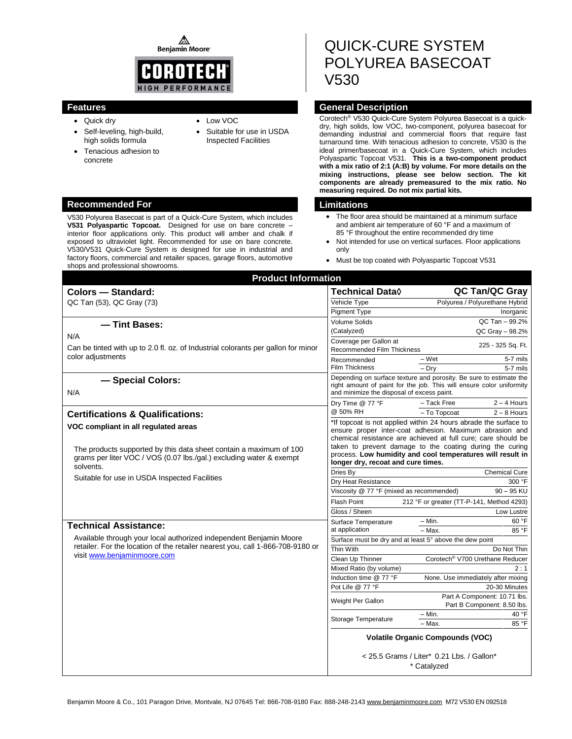Benjamin Moore

COROTECH® HIGH PERFORMANCE

# QUICK-CURE SYSTEM POLYUREA BASECOAT V530

## Features

- Quick dry
- Self-leveling, high-build, high solids formula
- Tenacious adhesion to concrete
- Low VOC
- Suitable for use in USDA Inspected Facilities

## General Description

Corotech® V530 Quick-Cure System Polyurea Basecoat is a quick-dry, high solids, low VOC, two-component, polyurea basecoat for demanding industrial and commercial floors that require fast turnaround time. With tenacious adhesion to concrete, V530 is the ideal primer/basecoat in a Quick-Cure System, which includes Polyaspartic Topcoat V531. **This is a two-component product with a mix ratio of 2:1 (A:B) by volume. For more details on the mixing instructions, please see below section. The kit components are already premeasured to the mix ratio. No measuring required. Do not mix partial kits.**

## Recommended For

V530 Polyurea Basecoat is part of a Quick-Cure System, which includes **V531 Polyaspartic Topcoat.** Designed for use on bare concrete – interior floor applications only. This product will amber and chalk if exposed to ultraviolet light. Recommended for use on bare concrete. V530/V531 Quick-Cure System is designed for use in industrial and factory floors, commercial and retailer spaces, garage floors, automotive shops and professional showrooms.

## Limitations

- The floor area should be maintained at a minimum surface and ambient air temperature of 60 °F and a maximum of 85 °F throughout the entire recommended dry time
- Not intended for use on vertical surfaces. Floor applications only
- Must be top coated with Polyaspartic Topcoat V531

## Product Information

### Colors — Standard:

QC Tan (53), QC Gray (73)

### — Tint Bases:

N/A

Can be tinted with up to 2.0 fl. oz. of Industrial colorants per gallon for minor color adjustments

### — Special Colors:

N/A

### Certifications & Qualifications:

**VOC compliant in all regulated areas**

The products supported by this data sheet contain a maximum of 100 grams per liter VOC / VOS (0.07 lbs./gal.) excluding water & exempt solvents.

Suitable for use in USDA Inspected Facilities

### Technical Assistance:

Available through your local authorized independent Benjamin Moore retailer. For the location of the retailer nearest you, call 1-866-708-9180 or visit www.benjaminmoore.com

| Technical Data◊ | | QC Tan/QC Gray |
|---|---|---|
| Vehicle Type | | Polyurea / Polyurethane Hybrid |
| Pigment Type | | Inorganic |
| Volume Solids (Catalyzed) | | QC Tan – 99.2%<br>QC Gray – 98.2% |
| Coverage per Gallon at Recommended Film Thickness | | 225 - 325 Sq. Ft. |
| Recommended Film Thickness | – Wet | 5-7 mils |
| | – Dry | 5-7 mils |
| Depending on surface texture and porosity. Be sure to estimate the right amount of paint for the job. This will ensure color uniformity and minimize the disposal of excess paint. | | |
| Dry Time @ 77 °F @ 50% RH | – Tack Free | 2 – 4 Hours |
| | – To Topcoat | 2 – 8 Hours |
| *If topcoat is not applied within 24 hours abrade the surface to ensure proper inter-coat adhesion. Maximum abrasion and chemical resistance are achieved at full cure; care should be taken to prevent damage to the coating during the curing process. **Low humidity and cool temperatures will result in longer dry, recoat and cure times.** | | |
| Dries By | | Chemical Cure |
| Dry Heat Resistance | | 300 °F |
| Viscosity @ 77 °F (mixed as recommended) | | 90 – 95 KU |
| Flash Point | | 212 °F or greater (TT-P-141, Method 4293) |
| Gloss / Sheen | | Low Lustre |
| Surface Temperature at application | – Min. | 60 °F |
| | – Max. | 85 °F |
| Surface must be dry and at least 5° above the dew point | | |
| Thin With | | Do Not Thin |
| Clean Up Thinner | | Corotech® V700 Urethane Reducer |
| Mixed Ratio (by volume) | | 2 : 1 |
| Induction time @ 77 °F | | None. Use immediately after mixing |
| Pot Life @ 77 °F | | 20-30 Minutes |
| Weight Per Gallon | | Part A Component: 10.71 lbs.<br>Part B Component: 8.50 lbs. |
| Storage Temperature | – Min. | 40 °F |
| | – Max. | 85 °F |

**Volatile Organic Compounds (VOC)**

< 25.5 Grams / Liter* 0.21 Lbs. / Gallon*

\* Catalyzed

Benjamin Moore & Co., 101 Paragon Drive, Montvale, NJ 07645 Tel: 866-708-9180 Fax: 888-248-2143 www.benjaminmoore.com M72 V530 EN 092518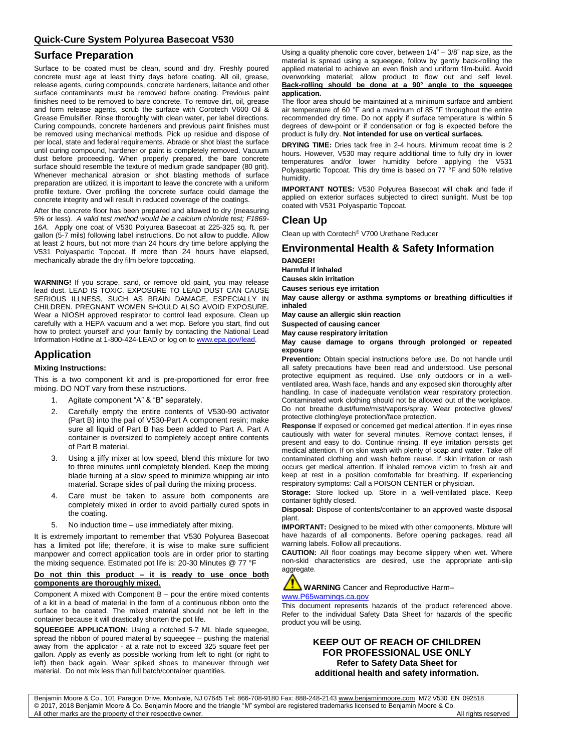## Quick-Cure System Polyurea Basecoat V530

## Surface Preparation

Surface to be coated must be clean, sound and dry. Freshly poured concrete must age at least thirty days before coating. All oil, grease, release agents, curing compounds, concrete hardeners, laitance and other surface contaminants must be removed before coating. Previous paint finishes need to be removed to bare concrete. To remove dirt, oil, grease and form release agents, scrub the surface with Corotech V600 Oil & Grease Emulsifier. Rinse thoroughly with clean water, per label directions. Curing compounds, concrete hardeners and previous paint finishes must be removed using mechanical methods. Pick up residue and dispose of per local, state and federal requirements. Abrade or shot blast the surface until curing compound, hardener or paint is completely removed. Vacuum dust before proceeding. When properly prepared, the bare concrete surface should resemble the texture of medium grade sandpaper (80 grit). Whenever mechanical abrasion or shot blasting methods of surface preparation are utilized, it is important to leave the concrete with a uniform profile texture. Over profiling the concrete surface could damage the concrete integrity and will result in reduced coverage of the coatings.

After the concrete floor has been prepared and allowed to dry (measuring 5% or less). *A valid test method would be a calcium chloride test; F1869-16A*. Apply one coat of V530 Polyurea Basecoat at 225-325 sq. ft. per gallon (5-7 mils) following label instructions. Do not allow to puddle. Allow at least 2 hours, but not more than 24 hours dry time before applying the V531 Polyaspartic Topcoat. If more than 24 hours have elapsed, mechanically abrade the dry film before topcoating.

**WARNING!** If you scrape, sand, or remove old paint, you may release lead dust. LEAD IS TOXIC. EXPOSURE TO LEAD DUST CAN CAUSE SERIOUS ILLNESS, SUCH AS BRAIN DAMAGE, ESPECIALLY IN CHILDREN. PREGNANT WOMEN SHOULD ALSO AVOID EXPOSURE. Wear a NIOSH approved respirator to control lead exposure. Clean up carefully with a HEPA vacuum and a wet mop. Before you start, find out how to protect yourself and your family by contacting the National Lead Information Hotline at 1-800-424-LEAD or log on to www.epa.gov/lead.

## Application

**Mixing Instructions:**

This is a two component kit and is pre-proportioned for error free mixing. DO NOT vary from these instructions.

1. Agitate component "A" & "B" separately.
2. Carefully empty the entire contents of V530-90 activator (Part B) into the pail of V530-Part A component resin; make sure all liquid of Part B has been added to Part A. Part A container is oversized to completely accept entire contents of Part B material.
3. Using a jiffy mixer at low speed, blend this mixture for two to three minutes until completely blended. Keep the mixing blade turning at a slow speed to minimize whipping air into material. Scrape sides of pail during the mixing process.
4. Care must be taken to assure both components are completely mixed in order to avoid partially cured spots in the coating.
5. No induction time – use immediately after mixing.

It is extremely important to remember that V530 Polyurea Basecoat has a limited pot life; therefore, it is wise to make sure sufficient manpower and correct application tools are in order prior to starting the mixing sequence. Estimated pot life is: 20-30 Minutes @ 77 °F

**Do not thin this product – it is ready to use once both components are thoroughly mixed.**

Component A mixed with Component B – pour the entire mixed contents of a kit in a bead of material in the form of a continuous ribbon onto the surface to be coated. The mixed material should not be left in the container because it will drastically shorten the pot life.

**SQUEEGEE APPLICATION:** Using a notched 5-7 ML blade squeegee, spread the ribbon of poured material by squeegee – pushing the material away from the applicator - at a rate not to exceed 325 square feet per gallon. Apply as evenly as possible working from left to right (or right to left) then back again. Wear spiked shoes to maneuver through wet material. Do not mix less than full batch/container quantities.

Using a quality phenolic core cover, between 1/4" – 3/8" nap size, as the material is spread using a squeegee, follow by gently back-rolling the applied material to achieve an even finish and uniform film-build. Avoid overworking material; allow product to flow out and self level. **Back-rolling should be done at a 90° angle to the squeegee application.**

The floor area should be maintained at a minimum surface and ambient air temperature of 60 °F and a maximum of 85 °F throughout the entire recommended dry time. Do not apply if surface temperature is within 5 degrees of dew-point or if condensation or fog is expected before the product is fully dry. **Not intended for use on vertical surfaces.**

**DRYING TIME:** Dries tack free in 2-4 hours. Minimum recoat time is 2 hours. However, V530 may require additional time to fully dry in lower temperatures and/or lower humidity before applying the V531 Polyaspartic Topcoat. This dry time is based on 77 °F and 50% relative humidity.

**IMPORTANT NOTES:** V530 Polyurea Basecoat will chalk and fade if applied on exterior surfaces subjected to direct sunlight. Must be top coated with V531 Polyaspartic Topcoat.

## Clean Up

Clean up with Corotech® V700 Urethane Reducer

## Environmental Health & Safety Information

**DANGER!**

**Harmful if inhaled**

**Causes skin irritation**

**Causes serious eye irritation**

**May cause allergy or asthma symptoms or breathing difficulties if inhaled**

**May cause an allergic skin reaction**

**Suspected of causing cancer**

**May cause respiratory irritation**

**May cause damage to organs through prolonged or repeated exposure**

**Prevention:** Obtain special instructions before use. Do not handle until all safety precautions have been read and understood. Use personal protective equipment as required. Use only outdoors or in a well-ventilated area. Wash face, hands and any exposed skin thoroughly after handling. In case of inadequate ventilation wear respiratory protection. Contaminated work clothing should not be allowed out of the workplace. Do not breathe dust/fume/mist/vapors/spray. Wear protective gloves/ protective clothing/eye protection/face protection.

**Response** If exposed or concerned get medical attention. If in eyes rinse cautiously with water for several minutes. Remove contact lenses, if present and easy to do. Continue rinsing. If eye irritation persists get medical attention. If on skin wash with plenty of soap and water. Take off contaminated clothing and wash before reuse. If skin irritation or rash occurs get medical attention. If inhaled remove victim to fresh air and keep at rest in a position comfortable for breathing. If experiencing respiratory symptoms: Call a POISON CENTER or physician.

**Storage:** Store locked up. Store in a well-ventilated place. Keep container tightly closed.

**Disposal:** Dispose of contents/container to an approved waste disposal plant.

**IMPORTANT:** Designed to be mixed with other components. Mixture will have hazards of all components. Before opening packages, read all warning labels. Follow all precautions.

**CAUTION:** All floor coatings may become slippery when wet. Where non-skid characteristics are desired, use the appropriate anti-slip aggregate.

**WARNING** Cancer and Reproductive Harm– www.P65warnings.ca.gov

This document represents hazards of the product referenced above. Refer to the individual Safety Data Sheet for hazards of the specific product you will be using.

**KEEP OUT OF REACH OF CHILDREN**
**FOR PROFESSIONAL USE ONLY**
**Refer to Safety Data Sheet for additional health and safety information.**

Benjamin Moore & Co., 101 Paragon Drive, Montvale, NJ 07645 Tel: 866-708-9180 Fax: 888-248-2143 www.benjaminmoore.com M72 V530 EN 092518
© 2017, 2018 Benjamin Moore & Co. Benjamin Moore and the triangle "M" symbol are registered trademarks licensed to Benjamin Moore & Co.
All other marks are the property of their respective owner. All rights reserved